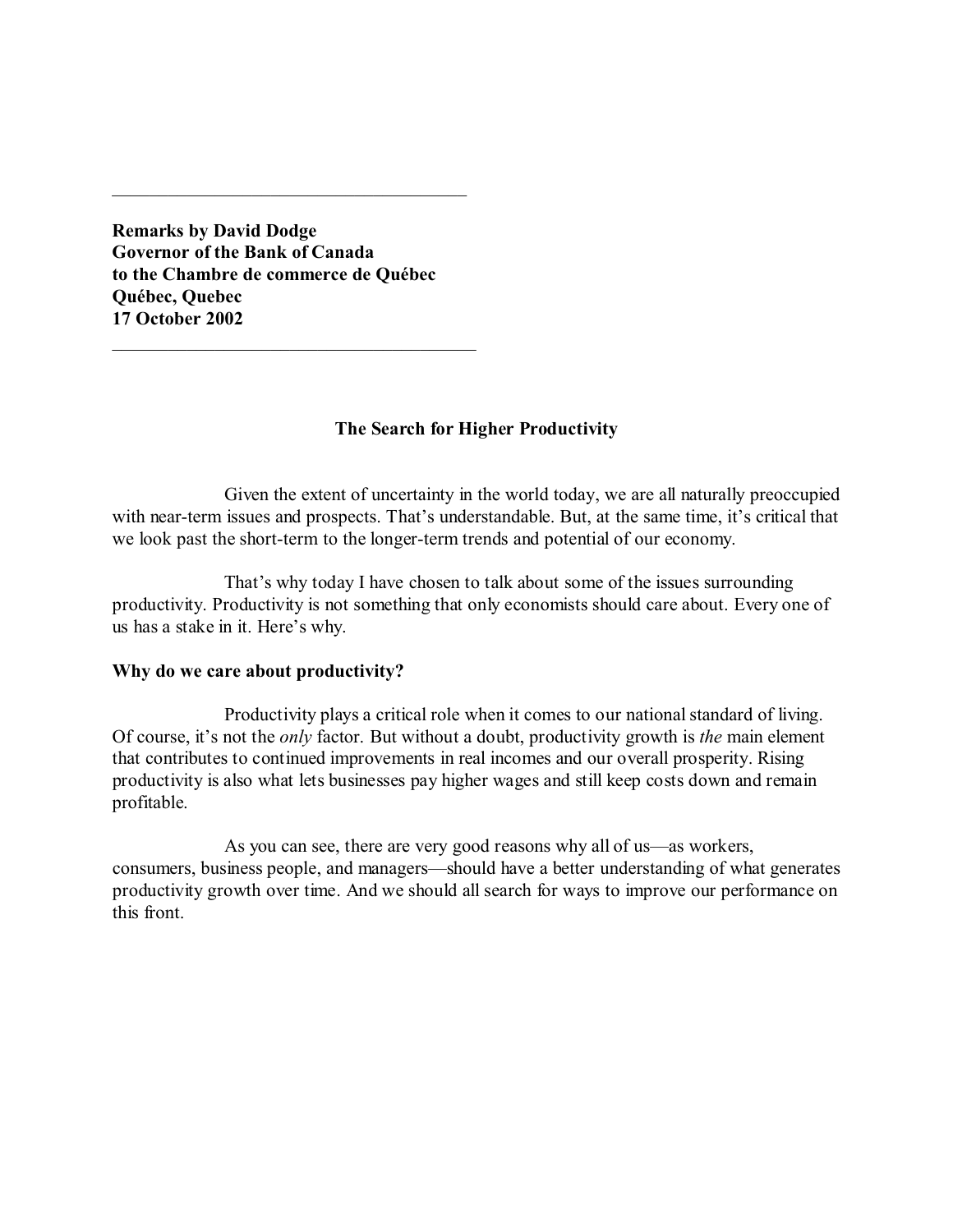---

**Remarks by David Dodge**
**Governor of the Bank of Canada**
**to the Chambre de commerce de Québec**
**Québec, Quebec**
**17 October 2002**

---

# The Search for Higher Productivity

Given the extent of uncertainty in the world today, we are all naturally preoccupied with near-term issues and prospects. That's understandable. But, at the same time, it's critical that we look past the short-term to the longer-term trends and potential of our economy.

That's why today I have chosen to talk about some of the issues surrounding productivity. Productivity is not something that only economists should care about. Every one of us has a stake in it. Here's why.

## Why do we care about productivity?

Productivity plays a critical role when it comes to our national standard of living. Of course, it's not the *only* factor. But without a doubt, productivity growth is *the* main element that contributes to continued improvements in real incomes and our overall prosperity. Rising productivity is also what lets businesses pay higher wages and still keep costs down and remain profitable.

As you can see, there are very good reasons why all of us—as workers, consumers, business people, and managers—should have a better understanding of what generates productivity growth over time. And we should all search for ways to improve our performance on this front.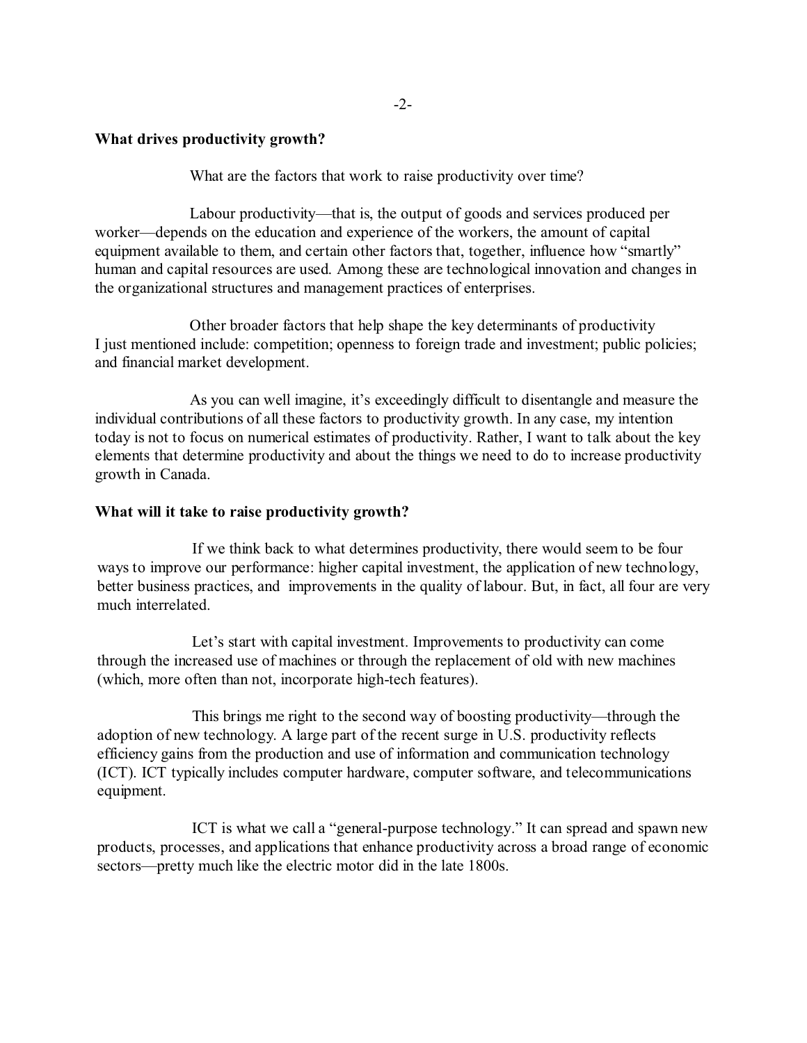**What drives productivity growth?**

What are the factors that work to raise productivity over time?

Labour productivity—that is, the output of goods and services produced per worker—depends on the education and experience of the workers, the amount of capital equipment available to them, and certain other factors that, together, influence how "smartly" human and capital resources are used. Among these are technological innovation and changes in the organizational structures and management practices of enterprises.

Other broader factors that help shape the key determinants of productivity I just mentioned include: competition; openness to foreign trade and investment; public policies; and financial market development.

As you can well imagine, it's exceedingly difficult to disentangle and measure the individual contributions of all these factors to productivity growth. In any case, my intention today is not to focus on numerical estimates of productivity. Rather, I want to talk about the key elements that determine productivity and about the things we need to do to increase productivity growth in Canada.

**What will it take to raise productivity growth?**

If we think back to what determines productivity, there would seem to be four ways to improve our performance: higher capital investment, the application of new technology, better business practices, and improvements in the quality of labour. But, in fact, all four are very much interrelated.

Let's start with capital investment. Improvements to productivity can come through the increased use of machines or through the replacement of old with new machines (which, more often than not, incorporate high-tech features).

This brings me right to the second way of boosting productivity—through the adoption of new technology. A large part of the recent surge in U.S. productivity reflects efficiency gains from the production and use of information and communication technology (ICT). ICT typically includes computer hardware, computer software, and telecommunications equipment.

ICT is what we call a "general-purpose technology." It can spread and spawn new products, processes, and applications that enhance productivity across a broad range of economic sectors—pretty much like the electric motor did in the late 1800s.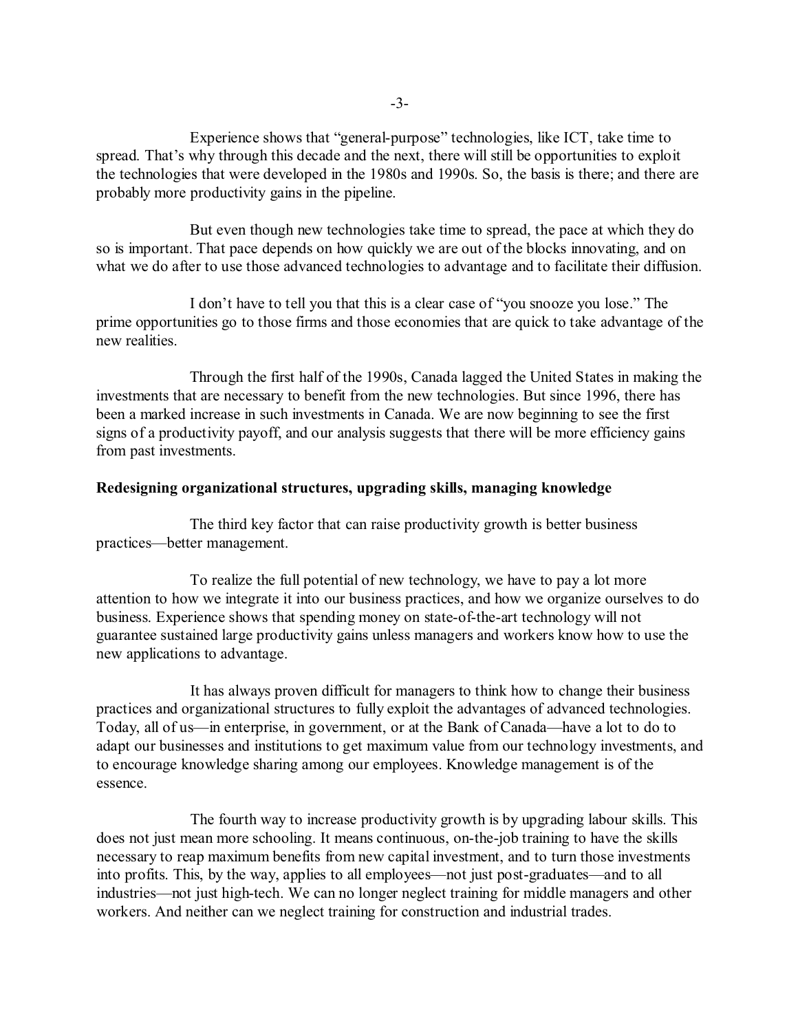Experience shows that "general-purpose" technologies, like ICT, take time to spread. That's why through this decade and the next, there will still be opportunities to exploit the technologies that were developed in the 1980s and 1990s. So, the basis is there; and there are probably more productivity gains in the pipeline.

But even though new technologies take time to spread, the pace at which they do so is important. That pace depends on how quickly we are out of the blocks innovating, and on what we do after to use those advanced technologies to advantage and to facilitate their diffusion.

I don't have to tell you that this is a clear case of "you snooze you lose." The prime opportunities go to those firms and those economies that are quick to take advantage of the new realities.

Through the first half of the 1990s, Canada lagged the United States in making the investments that are necessary to benefit from the new technologies. But since 1996, there has been a marked increase in such investments in Canada. We are now beginning to see the first signs of a productivity payoff, and our analysis suggests that there will be more efficiency gains from past investments.

**Redesigning organizational structures, upgrading skills, managing knowledge**

The third key factor that can raise productivity growth is better business practices—better management.

To realize the full potential of new technology, we have to pay a lot more attention to how we integrate it into our business practices, and how we organize ourselves to do business. Experience shows that spending money on state-of-the-art technology will not guarantee sustained large productivity gains unless managers and workers know how to use the new applications to advantage.

It has always proven difficult for managers to think how to change their business practices and organizational structures to fully exploit the advantages of advanced technologies. Today, all of us—in enterprise, in government, or at the Bank of Canada—have a lot to do to adapt our businesses and institutions to get maximum value from our technology investments, and to encourage knowledge sharing among our employees. Knowledge management is of the essence.

The fourth way to increase productivity growth is by upgrading labour skills. This does not just mean more schooling. It means continuous, on-the-job training to have the skills necessary to reap maximum benefits from new capital investment, and to turn those investments into profits. This, by the way, applies to all employees—not just post-graduates—and to all industries—not just high-tech. We can no longer neglect training for middle managers and other workers. And neither can we neglect training for construction and industrial trades.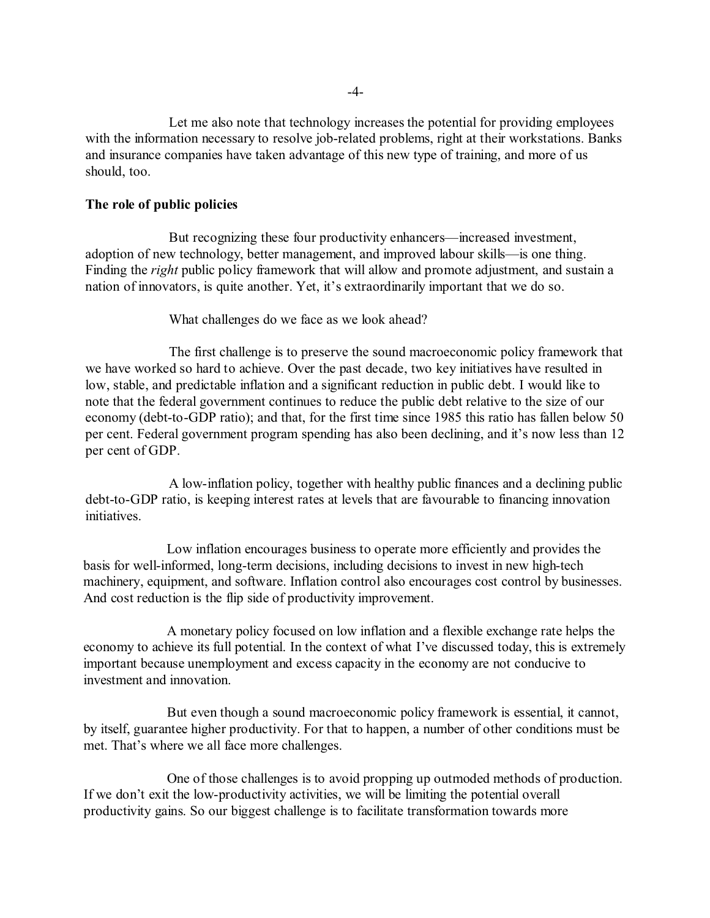Let me also note that technology increases the potential for providing employees with the information necessary to resolve job-related problems, right at their workstations. Banks and insurance companies have taken advantage of this new type of training, and more of us should, too.

**The role of public policies**

But recognizing these four productivity enhancers—increased investment, adoption of new technology, better management, and improved labour skills—is one thing. Finding the *right* public policy framework that will allow and promote adjustment, and sustain a nation of innovators, is quite another. Yet, it's extraordinarily important that we do so.

What challenges do we face as we look ahead?

The first challenge is to preserve the sound macroeconomic policy framework that we have worked so hard to achieve. Over the past decade, two key initiatives have resulted in low, stable, and predictable inflation and a significant reduction in public debt. I would like to note that the federal government continues to reduce the public debt relative to the size of our economy (debt-to-GDP ratio); and that, for the first time since 1985 this ratio has fallen below 50 per cent. Federal government program spending has also been declining, and it's now less than 12 per cent of GDP.

A low-inflation policy, together with healthy public finances and a declining public debt-to-GDP ratio, is keeping interest rates at levels that are favourable to financing innovation initiatives.

Low inflation encourages business to operate more efficiently and provides the basis for well-informed, long-term decisions, including decisions to invest in new high-tech machinery, equipment, and software. Inflation control also encourages cost control by businesses. And cost reduction is the flip side of productivity improvement.

A monetary policy focused on low inflation and a flexible exchange rate helps the economy to achieve its full potential. In the context of what I've discussed today, this is extremely important because unemployment and excess capacity in the economy are not conducive to investment and innovation.

But even though a sound macroeconomic policy framework is essential, it cannot, by itself, guarantee higher productivity. For that to happen, a number of other conditions must be met. That's where we all face more challenges.

One of those challenges is to avoid propping up outmoded methods of production. If we don't exit the low-productivity activities, we will be limiting the potential overall productivity gains. So our biggest challenge is to facilitate transformation towards more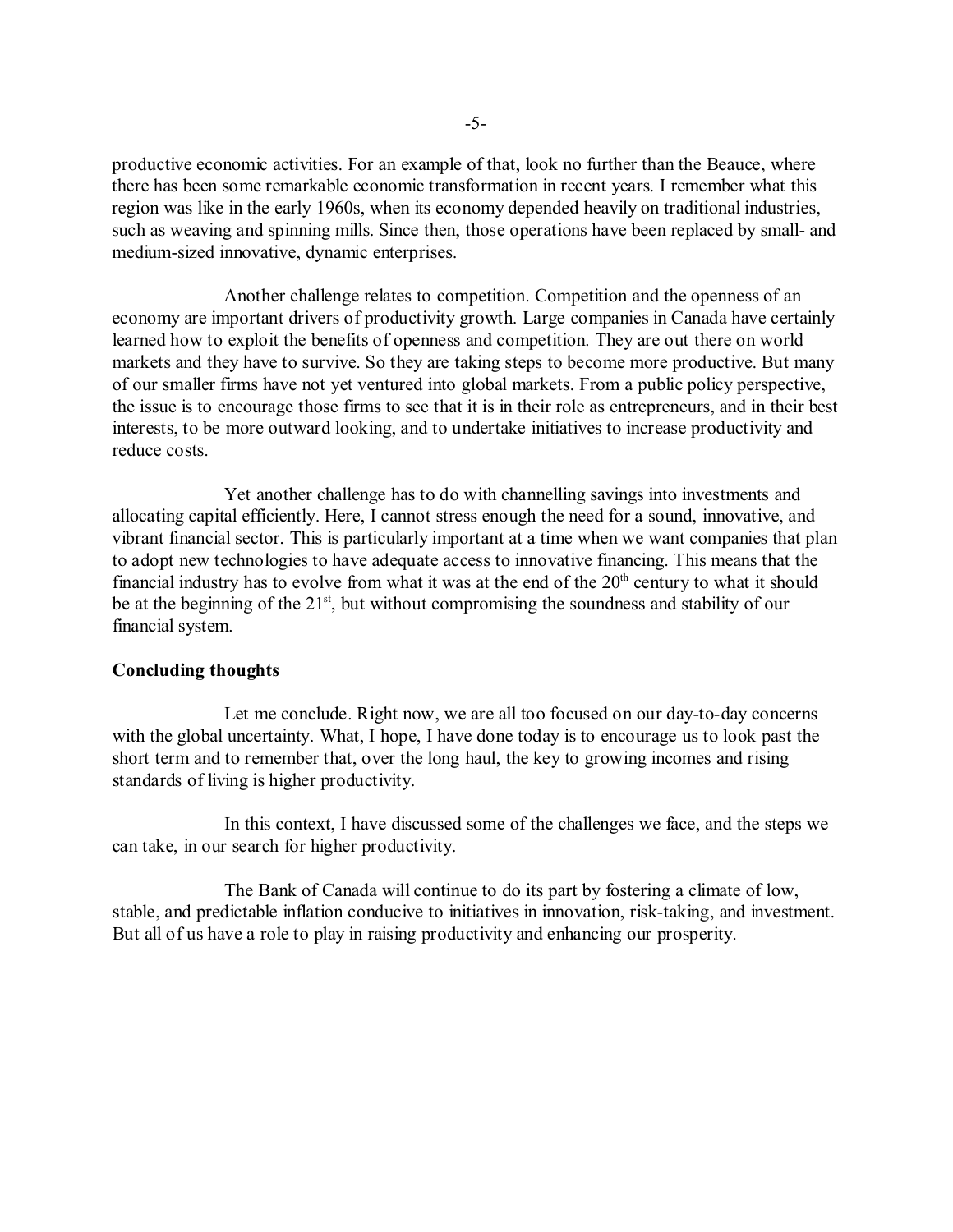productive economic activities. For an example of that, look no further than the Beauce, where there has been some remarkable economic transformation in recent years. I remember what this region was like in the early 1960s, when its economy depended heavily on traditional industries, such as weaving and spinning mills. Since then, those operations have been replaced by small- and medium-sized innovative, dynamic enterprises.

Another challenge relates to competition. Competition and the openness of an economy are important drivers of productivity growth. Large companies in Canada have certainly learned how to exploit the benefits of openness and competition. They are out there on world markets and they have to survive. So they are taking steps to become more productive. But many of our smaller firms have not yet ventured into global markets. From a public policy perspective, the issue is to encourage those firms to see that it is in their role as entrepreneurs, and in their best interests, to be more outward looking, and to undertake initiatives to increase productivity and reduce costs.

Yet another challenge has to do with channelling savings into investments and allocating capital efficiently. Here, I cannot stress enough the need for a sound, innovative, and vibrant financial sector. This is particularly important at a time when we want companies that plan to adopt new technologies to have adequate access to innovative financing. This means that the financial industry has to evolve from what it was at the end of the 20th century to what it should be at the beginning of the 21st, but without compromising the soundness and stability of our financial system.

**Concluding thoughts**

Let me conclude. Right now, we are all too focused on our day-to-day concerns with the global uncertainty. What, I hope, I have done today is to encourage us to look past the short term and to remember that, over the long haul, the key to growing incomes and rising standards of living is higher productivity.

In this context, I have discussed some of the challenges we face, and the steps we can take, in our search for higher productivity.

The Bank of Canada will continue to do its part by fostering a climate of low, stable, and predictable inflation conducive to initiatives in innovation, risk-taking, and investment. But all of us have a role to play in raising productivity and enhancing our prosperity.